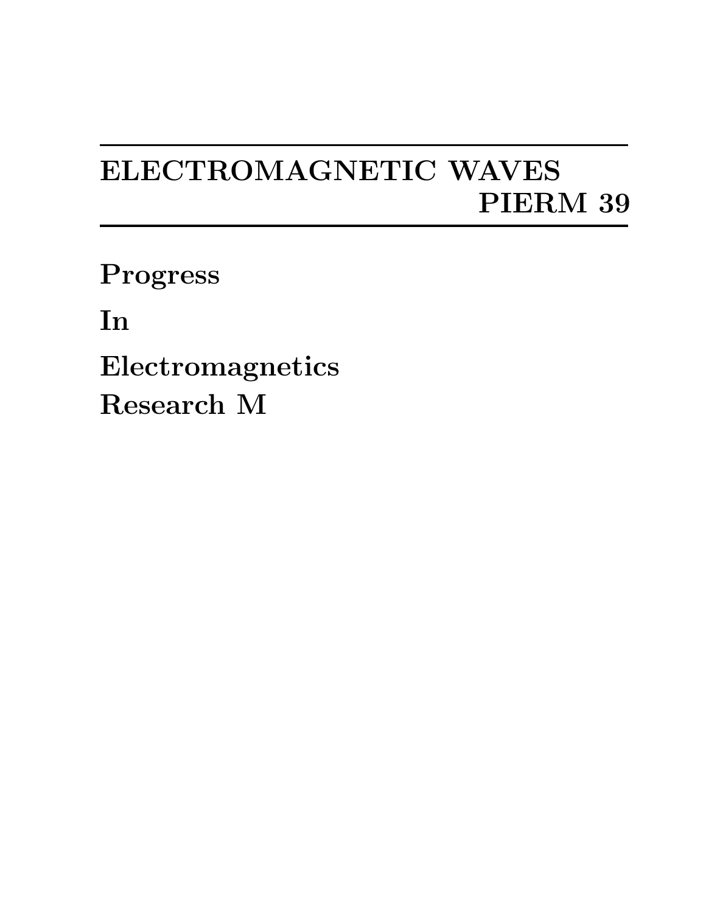# ELECTROMAGNETIC WAVES

# PIERM 39

**Progress**

**In**

**Electromagnetics**

**Research M**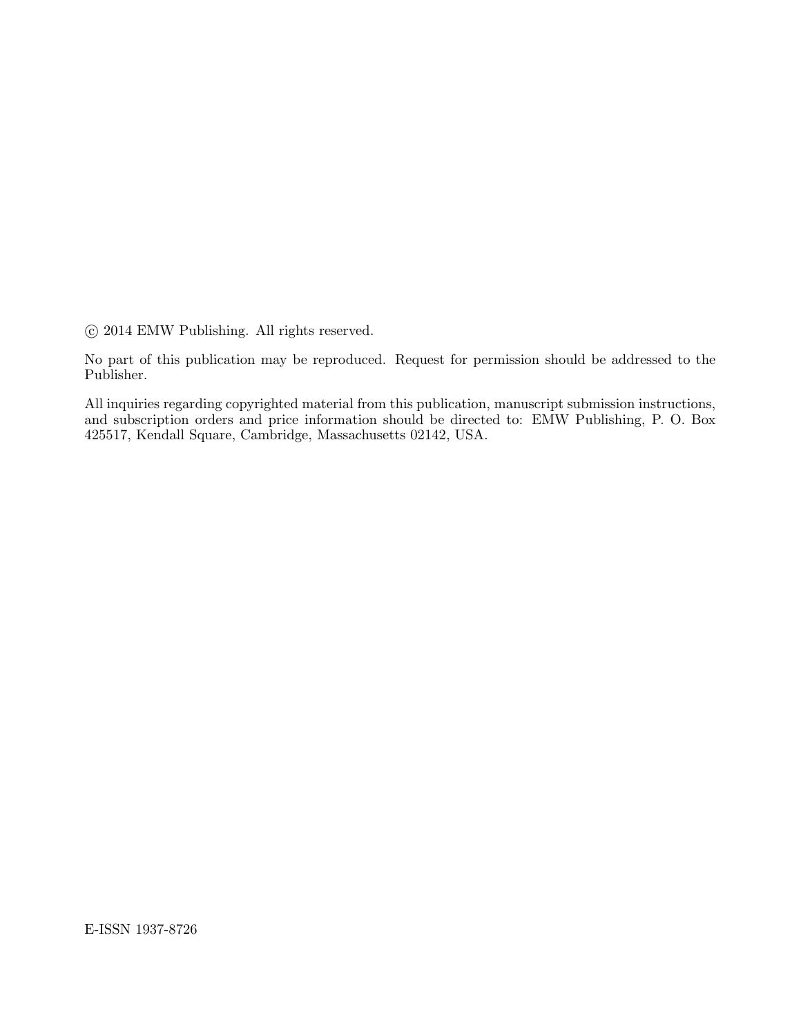© 2014 EMW Publishing. All rights reserved.

No part of this publication may be reproduced. Request for permission should be addressed to the Publisher.

All inquiries regarding copyrighted material from this publication, manuscript submission instructions, and subscription orders and price information should be directed to: EMW Publishing, P. O. Box 425517, Kendall Square, Cambridge, Massachusetts 02142, USA.

E-ISSN 1937-8726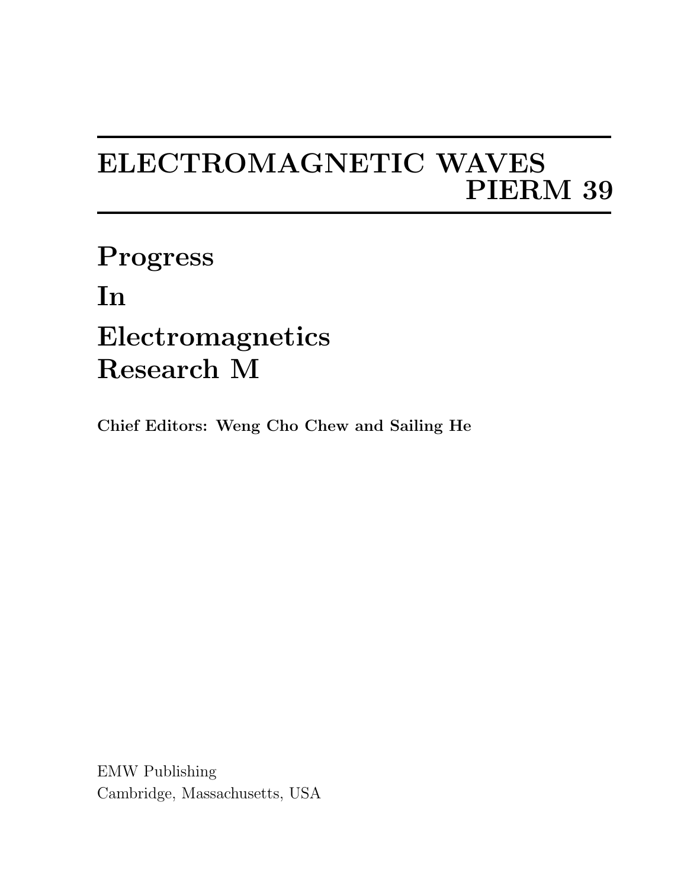# ELECTROMAGNETIC WAVES

# PIERM 39

# Progress In Electromagnetics Research M

**Chief Editors: Weng Cho Chew and Sailing He**

EMW Publishing
Cambridge, Massachusetts, USA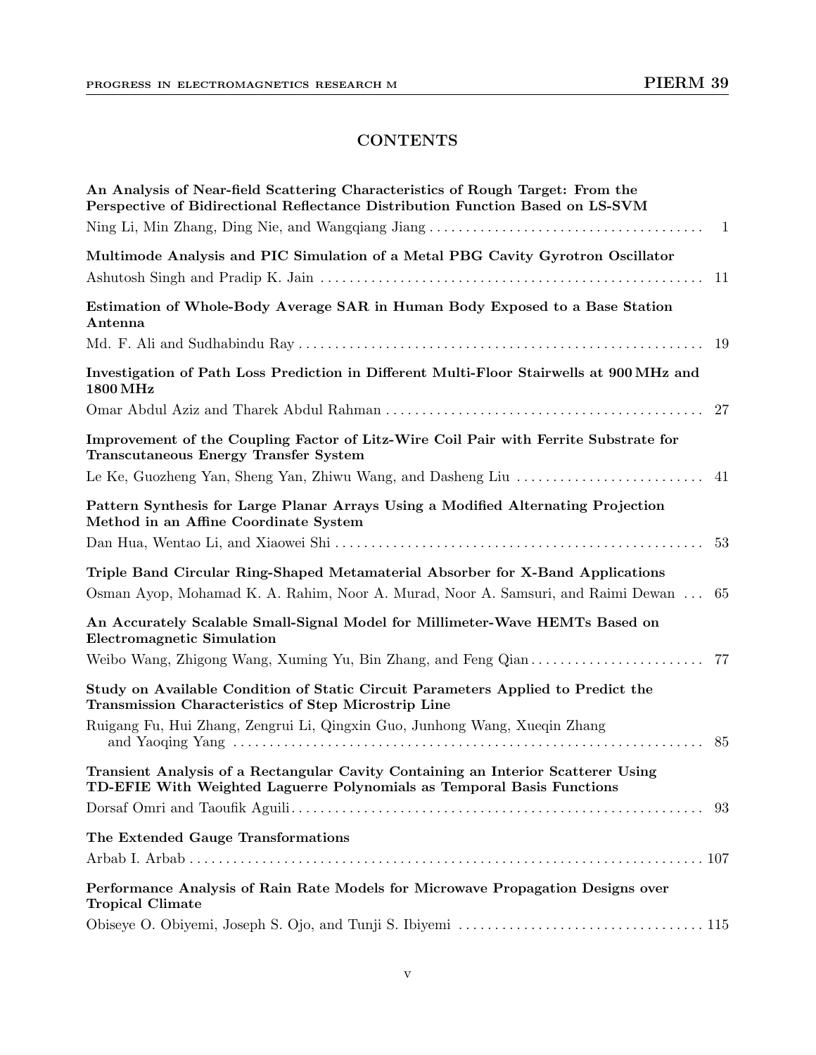# CONTENTS

**An Analysis of Near-field Scattering Characteristics of Rough Target: From the Perspective of Bidirectional Reflectance Distribution Function Based on LS-SVM**
Ning Li, Min Zhang, Ding Nie, and Wangqiang Jiang . . . . . . . . . . 1

**Multimode Analysis and PIC Simulation of a Metal PBG Cavity Gyrotron Oscillator**
Ashutosh Singh and Pradip K. Jain . . . . . . . . . . 11

**Estimation of Whole-Body Average SAR in Human Body Exposed to a Base Station Antenna**
Md. F. Ali and Sudhabindu Ray . . . . . . . . . . 19

**Investigation of Path Loss Prediction in Different Multi-Floor Stairwells at 900 MHz and 1800 MHz**
Omar Abdul Aziz and Tharek Abdul Rahman . . . . . . . . . . 27

**Improvement of the Coupling Factor of Litz-Wire Coil Pair with Ferrite Substrate for Transcutaneous Energy Transfer System**
Le Ke, Guozheng Yan, Sheng Yan, Zhiwu Wang, and Dasheng Liu . . . . . . . . . . 41

**Pattern Synthesis for Large Planar Arrays Using a Modified Alternating Projection Method in an Affine Coordinate System**
Dan Hua, Wentao Li, and Xiaowei Shi . . . . . . . . . . 53

**Triple Band Circular Ring-Shaped Metamaterial Absorber for X-Band Applications**
Osman Ayop, Mohamad K. A. Rahim, Noor A. Murad, Noor A. Samsuri, and Raimi Dewan . . . 65

**An Accurately Scalable Small-Signal Model for Millimeter-Wave HEMTs Based on Electromagnetic Simulation**
Weibo Wang, Zhigong Wang, Xuming Yu, Bin Zhang, and Feng Qian . . . . . . . . . . 77

**Study on Available Condition of Static Circuit Parameters Applied to Predict the Transmission Characteristics of Step Microstrip Line**
Ruigang Fu, Hui Zhang, Zengrui Li, Qingxin Guo, Junhong Wang, Xueqin Zhang and Yaoqing Yang . . . . . . . . . . 85

**Transient Analysis of a Rectangular Cavity Containing an Interior Scatterer Using TD-EFIE With Weighted Laguerre Polynomials as Temporal Basis Functions**
Dorsaf Omri and Taoufik Aguili . . . . . . . . . . 93

**The Extended Gauge Transformations**
Arbab I. Arbab . . . . . . . . . . 107

**Performance Analysis of Rain Rate Models for Microwave Propagation Designs over Tropical Climate**
Obiseye O. Obiyemi, Joseph S. Ojo, and Tunji S. Ibiyemi . . . . . . . . . . 115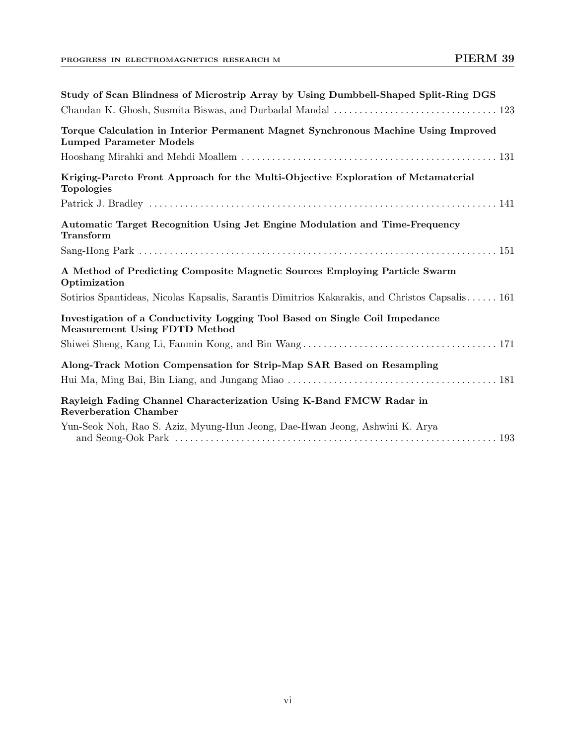**Study of Scan Blindness of Microstrip Array by Using Dumbbell-Shaped Split-Ring DGS**

Chandan K. Ghosh, Susmita Biswas, and Durbadal Mandal ................................ 123

**Torque Calculation in Interior Permanent Magnet Synchronous Machine Using Improved Lumped Parameter Models**

Hooshang Mirahki and Mehdi Moallem ................................................ 131

**Kriging-Pareto Front Approach for the Multi-Objective Exploration of Metamaterial Topologies**

Patrick J. Bradley ................................................................ 141

**Automatic Target Recognition Using Jet Engine Modulation and Time-Frequency Transform**

Sang-Hong Park .................................................................... 151

**A Method of Predicting Composite Magnetic Sources Employing Particle Swarm Optimization**

Sotirios Spantideas, Nicolas Kapsalis, Sarantis Dimitrios Kakarakis, and Christos Capsalis ...... 161

**Investigation of a Conductivity Logging Tool Based on Single Coil Impedance Measurement Using FDTD Method**

Shiwei Sheng, Kang Li, Fanmin Kong, and Bin Wang ................................... 171

**Along-Track Motion Compensation for Strip-Map SAR Based on Resampling**

Hui Ma, Ming Bai, Bin Liang, and Jungang Miao ..................................... 181

**Rayleigh Fading Channel Characterization Using K-Band FMCW Radar in Reverberation Chamber**

Yun-Seok Noh, Rao S. Aziz, Myung-Hun Jeong, Dae-Hwan Jeong, Ashwini K. Arya and Seong-Ook Park ................................................................ 193